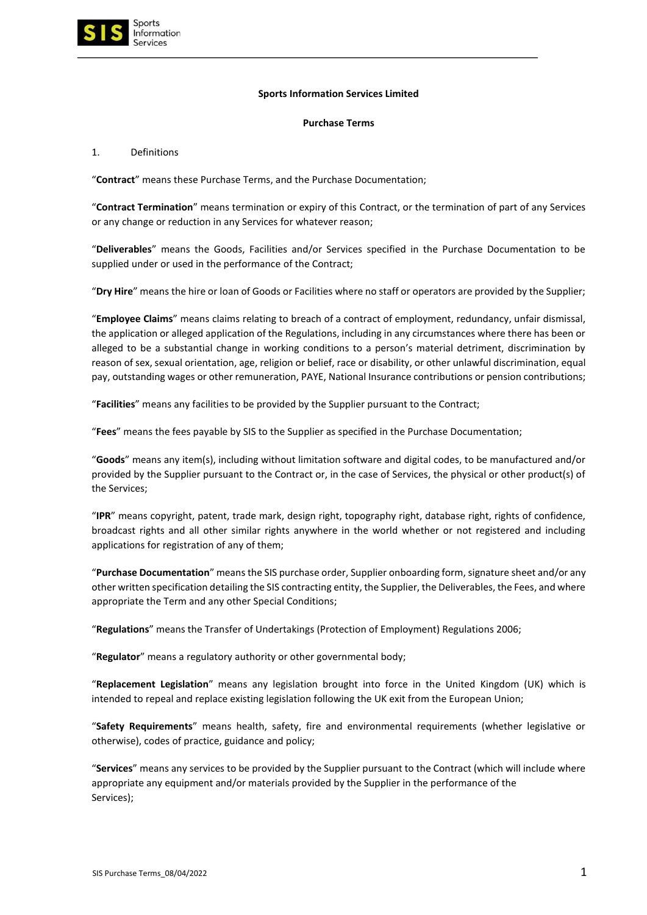**Sports Information Services Limited**

**Purchase Terms**

1. Definitions

"**Contract**" means these Purchase Terms, and the Purchase Documentation;

"**Contract Termination**" means termination or expiry of this Contract, or the termination of part of any Services or any change or reduction in any Services for whatever reason;

"**Deliverables**" means the Goods, Facilities and/or Services specified in the Purchase Documentation to be supplied under or used in the performance of the Contract;

"**Dry Hire**" means the hire or loan of Goods or Facilities where no staff or operators are provided by the Supplier;

"**Employee Claims**" means claims relating to breach of a contract of employment, redundancy, unfair dismissal, the application or alleged application of the Regulations, including in any circumstances where there has been or alleged to be a substantial change in working conditions to a person's material detriment, discrimination by reason of sex, sexual orientation, age, religion or belief, race or disability, or other unlawful discrimination, equal pay, outstanding wages or other remuneration, PAYE, National Insurance contributions or pension contributions;

"**Facilities**" means any facilities to be provided by the Supplier pursuant to the Contract;

"**Fees**" means the fees payable by SIS to the Supplier as specified in the Purchase Documentation;

"**Goods**" means any item(s), including without limitation software and digital codes, to be manufactured and/or provided by the Supplier pursuant to the Contract or, in the case of Services, the physical or other product(s) of the Services;

"**IPR**" means copyright, patent, trade mark, design right, topography right, database right, rights of confidence, broadcast rights and all other similar rights anywhere in the world whether or not registered and including applications for registration of any of them;

"**Purchase Documentation**" means the SIS purchase order, Supplier onboarding form, signature sheet and/or any other written specification detailing the SIS contracting entity, the Supplier, the Deliverables, the Fees, and where appropriate the Term and any other Special Conditions;

"**Regulations**" means the Transfer of Undertakings (Protection of Employment) Regulations 2006;

"**Regulator**" means a regulatory authority or other governmental body;

"**Replacement Legislation**" means any legislation brought into force in the United Kingdom (UK) which is intended to repeal and replace existing legislation following the UK exit from the European Union;

"**Safety Requirements**" means health, safety, fire and environmental requirements (whether legislative or otherwise), codes of practice, guidance and policy;

"**Services**" means any services to be provided by the Supplier pursuant to the Contract (which will include where appropriate any equipment and/or materials provided by the Supplier in the performance of the Services);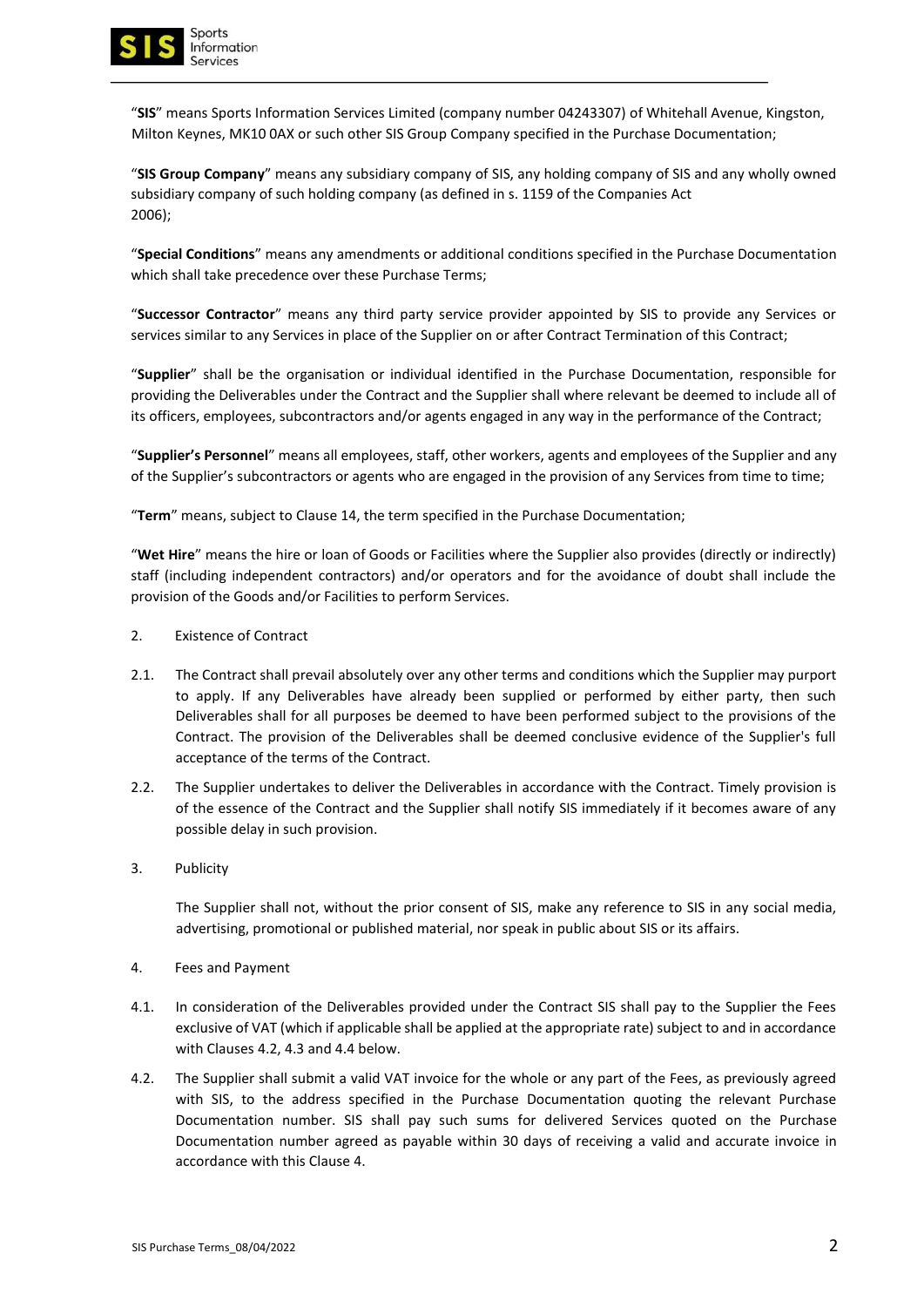"**SIS**" means Sports Information Services Limited (company number 04243307) of Whitehall Avenue, Kingston, Milton Keynes, MK10 0AX or such other SIS Group Company specified in the Purchase Documentation;

"**SIS Group Company**" means any subsidiary company of SIS, any holding company of SIS and any wholly owned subsidiary company of such holding company (as defined in s. 1159 of the Companies Act 2006);

"**Special Conditions**" means any amendments or additional conditions specified in the Purchase Documentation which shall take precedence over these Purchase Terms;

"**Successor Contractor**" means any third party service provider appointed by SIS to provide any Services or services similar to any Services in place of the Supplier on or after Contract Termination of this Contract;

"**Supplier**" shall be the organisation or individual identified in the Purchase Documentation, responsible for providing the Deliverables under the Contract and the Supplier shall where relevant be deemed to include all of its officers, employees, subcontractors and/or agents engaged in any way in the performance of the Contract;

"**Supplier's Personnel**" means all employees, staff, other workers, agents and employees of the Supplier and any of the Supplier's subcontractors or agents who are engaged in the provision of any Services from time to time;

"**Term**" means, subject to Clause 14, the term specified in the Purchase Documentation;

"**Wet Hire**" means the hire or loan of Goods or Facilities where the Supplier also provides (directly or indirectly) staff (including independent contractors) and/or operators and for the avoidance of doubt shall include the provision of the Goods and/or Facilities to perform Services.

2. Existence of Contract

2.1. The Contract shall prevail absolutely over any other terms and conditions which the Supplier may purport to apply. If any Deliverables have already been supplied or performed by either party, then such Deliverables shall for all purposes be deemed to have been performed subject to the provisions of the Contract. The provision of the Deliverables shall be deemed conclusive evidence of the Supplier's full acceptance of the terms of the Contract.

2.2. The Supplier undertakes to deliver the Deliverables in accordance with the Contract. Timely provision is of the essence of the Contract and the Supplier shall notify SIS immediately if it becomes aware of any possible delay in such provision.

3. Publicity

The Supplier shall not, without the prior consent of SIS, make any reference to SIS in any social media, advertising, promotional or published material, nor speak in public about SIS or its affairs.

4. Fees and Payment

4.1. In consideration of the Deliverables provided under the Contract SIS shall pay to the Supplier the Fees exclusive of VAT (which if applicable shall be applied at the appropriate rate) subject to and in accordance with Clauses 4.2, 4.3 and 4.4 below.

4.2. The Supplier shall submit a valid VAT invoice for the whole or any part of the Fees, as previously agreed with SIS, to the address specified in the Purchase Documentation quoting the relevant Purchase Documentation number. SIS shall pay such sums for delivered Services quoted on the Purchase Documentation number agreed as payable within 30 days of receiving a valid and accurate invoice in accordance with this Clause 4.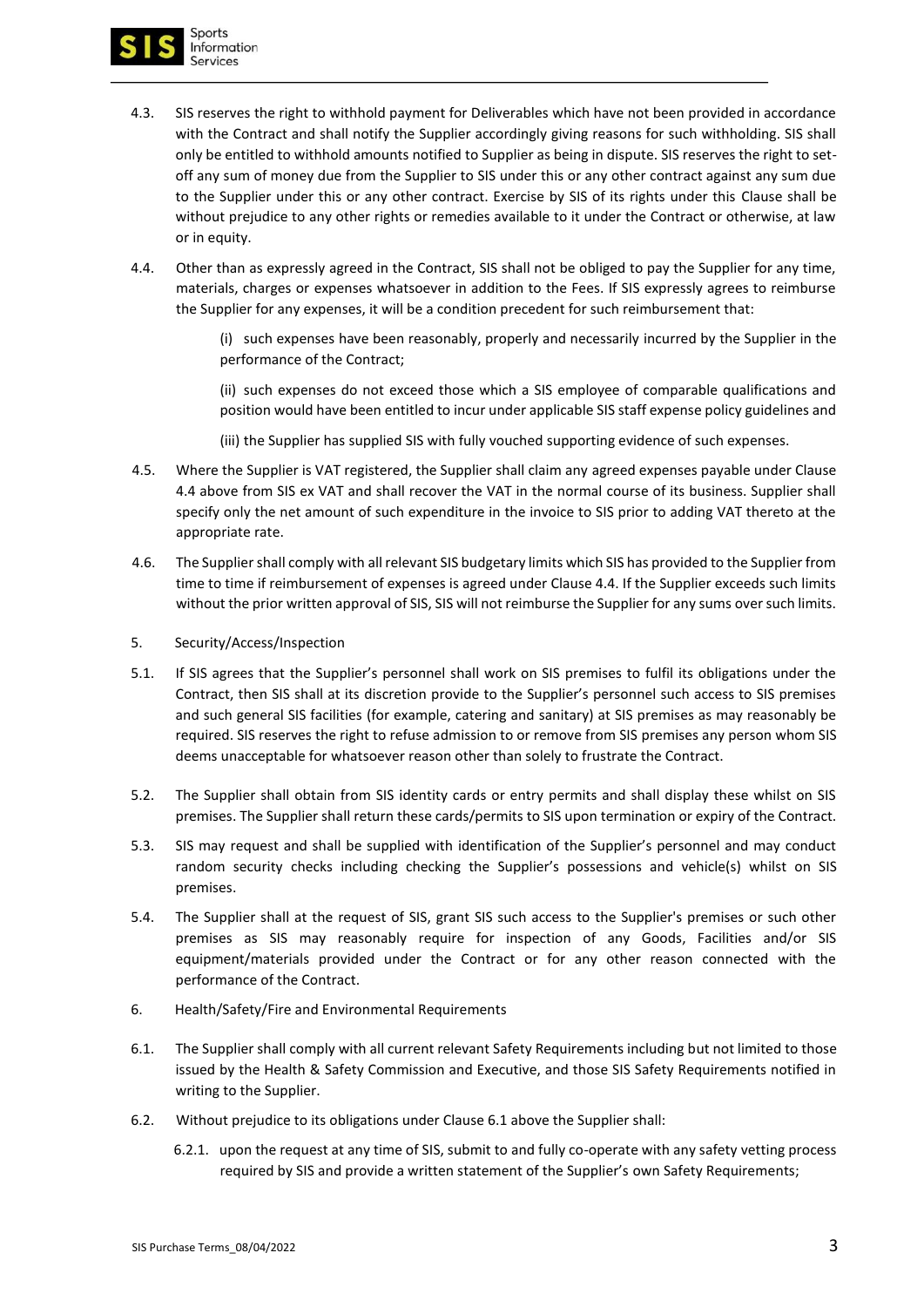4.3. SIS reserves the right to withhold payment for Deliverables which have not been provided in accordance with the Contract and shall notify the Supplier accordingly giving reasons for such withholding. SIS shall only be entitled to withhold amounts notified to Supplier as being in dispute. SIS reserves the right to set-off any sum of money due from the Supplier to SIS under this or any other contract against any sum due to the Supplier under this or any other contract. Exercise by SIS of its rights under this Clause shall be without prejudice to any other rights or remedies available to it under the Contract or otherwise, at law or in equity.

4.4. Other than as expressly agreed in the Contract, SIS shall not be obliged to pay the Supplier for any time, materials, charges or expenses whatsoever in addition to the Fees. If SIS expressly agrees to reimburse the Supplier for any expenses, it will be a condition precedent for such reimbursement that:

(i) such expenses have been reasonably, properly and necessarily incurred by the Supplier in the performance of the Contract;

(ii) such expenses do not exceed those which a SIS employee of comparable qualifications and position would have been entitled to incur under applicable SIS staff expense policy guidelines and

(iii) the Supplier has supplied SIS with fully vouched supporting evidence of such expenses.

4.5. Where the Supplier is VAT registered, the Supplier shall claim any agreed expenses payable under Clause 4.4 above from SIS ex VAT and shall recover the VAT in the normal course of its business. Supplier shall specify only the net amount of such expenditure in the invoice to SIS prior to adding VAT thereto at the appropriate rate.

4.6. The Supplier shall comply with all relevant SIS budgetary limits which SIS has provided to the Supplier from time to time if reimbursement of expenses is agreed under Clause 4.4. If the Supplier exceeds such limits without the prior written approval of SIS, SIS will not reimburse the Supplier for any sums over such limits.

5. Security/Access/Inspection

5.1. If SIS agrees that the Supplier's personnel shall work on SIS premises to fulfil its obligations under the Contract, then SIS shall at its discretion provide to the Supplier's personnel such access to SIS premises and such general SIS facilities (for example, catering and sanitary) at SIS premises as may reasonably be required. SIS reserves the right to refuse admission to or remove from SIS premises any person whom SIS deems unacceptable for whatsoever reason other than solely to frustrate the Contract.

5.2. The Supplier shall obtain from SIS identity cards or entry permits and shall display these whilst on SIS premises. The Supplier shall return these cards/permits to SIS upon termination or expiry of the Contract.

5.3. SIS may request and shall be supplied with identification of the Supplier's personnel and may conduct random security checks including checking the Supplier's possessions and vehicle(s) whilst on SIS premises.

5.4. The Supplier shall at the request of SIS, grant SIS such access to the Supplier's premises or such other premises as SIS may reasonably require for inspection of any Goods, Facilities and/or SIS equipment/materials provided under the Contract or for any other reason connected with the performance of the Contract.

6. Health/Safety/Fire and Environmental Requirements

6.1. The Supplier shall comply with all current relevant Safety Requirements including but not limited to those issued by the Health & Safety Commission and Executive, and those SIS Safety Requirements notified in writing to the Supplier.

6.2. Without prejudice to its obligations under Clause 6.1 above the Supplier shall:

6.2.1. upon the request at any time of SIS, submit to and fully co-operate with any safety vetting process required by SIS and provide a written statement of the Supplier's own Safety Requirements;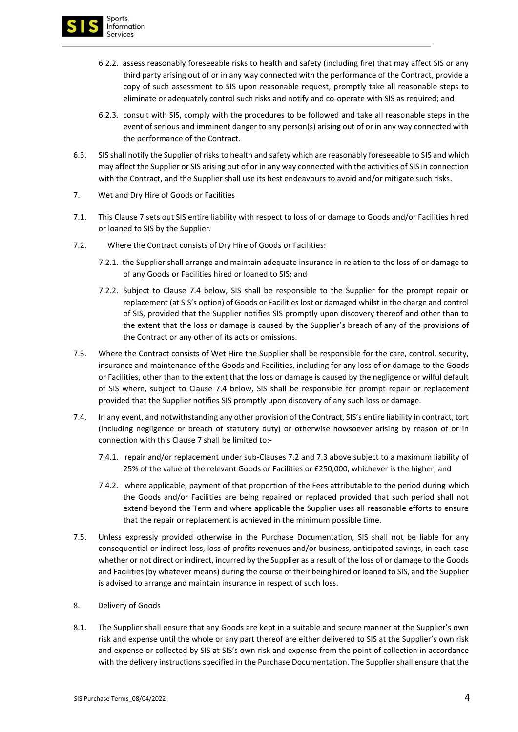6.2.2. assess reasonably foreseeable risks to health and safety (including fire) that may affect SIS or any third party arising out of or in any way connected with the performance of the Contract, provide a copy of such assessment to SIS upon reasonable request, promptly take all reasonable steps to eliminate or adequately control such risks and notify and co-operate with SIS as required; and

6.2.3. consult with SIS, comply with the procedures to be followed and take all reasonable steps in the event of serious and imminent danger to any person(s) arising out of or in any way connected with the performance of the Contract.

6.3. SIS shall notify the Supplier of risks to health and safety which are reasonably foreseeable to SIS and which may affect the Supplier or SIS arising out of or in any way connected with the activities of SIS in connection with the Contract, and the Supplier shall use its best endeavours to avoid and/or mitigate such risks.

7. Wet and Dry Hire of Goods or Facilities

7.1. This Clause 7 sets out SIS entire liability with respect to loss of or damage to Goods and/or Facilities hired or loaned to SIS by the Supplier.

7.2. Where the Contract consists of Dry Hire of Goods or Facilities:

7.2.1. the Supplier shall arrange and maintain adequate insurance in relation to the loss of or damage to of any Goods or Facilities hired or loaned to SIS; and

7.2.2. Subject to Clause 7.4 below, SIS shall be responsible to the Supplier for the prompt repair or replacement (at SIS's option) of Goods or Facilities lost or damaged whilst in the charge and control of SIS, provided that the Supplier notifies SIS promptly upon discovery thereof and other than to the extent that the loss or damage is caused by the Supplier's breach of any of the provisions of the Contract or any other of its acts or omissions.

7.3. Where the Contract consists of Wet Hire the Supplier shall be responsible for the care, control, security, insurance and maintenance of the Goods and Facilities, including for any loss of or damage to the Goods or Facilities, other than to the extent that the loss or damage is caused by the negligence or wilful default of SIS where, subject to Clause 7.4 below, SIS shall be responsible for prompt repair or replacement provided that the Supplier notifies SIS promptly upon discovery of any such loss or damage.

7.4. In any event, and notwithstanding any other provision of the Contract, SIS's entire liability in contract, tort (including negligence or breach of statutory duty) or otherwise howsoever arising by reason of or in connection with this Clause 7 shall be limited to:-

7.4.1. repair and/or replacement under sub-Clauses 7.2 and 7.3 above subject to a maximum liability of 25% of the value of the relevant Goods or Facilities or £250,000, whichever is the higher; and

7.4.2. where applicable, payment of that proportion of the Fees attributable to the period during which the Goods and/or Facilities are being repaired or replaced provided that such period shall not extend beyond the Term and where applicable the Supplier uses all reasonable efforts to ensure that the repair or replacement is achieved in the minimum possible time.

7.5. Unless expressly provided otherwise in the Purchase Documentation, SIS shall not be liable for any consequential or indirect loss, loss of profits revenues and/or business, anticipated savings, in each case whether or not direct or indirect, incurred by the Supplier as a result of the loss of or damage to the Goods and Facilities (by whatever means) during the course of their being hired or loaned to SIS, and the Supplier is advised to arrange and maintain insurance in respect of such loss.

8. Delivery of Goods

8.1. The Supplier shall ensure that any Goods are kept in a suitable and secure manner at the Supplier's own risk and expense until the whole or any part thereof are either delivered to SIS at the Supplier's own risk and expense or collected by SIS at SIS's own risk and expense from the point of collection in accordance with the delivery instructions specified in the Purchase Documentation. The Supplier shall ensure that the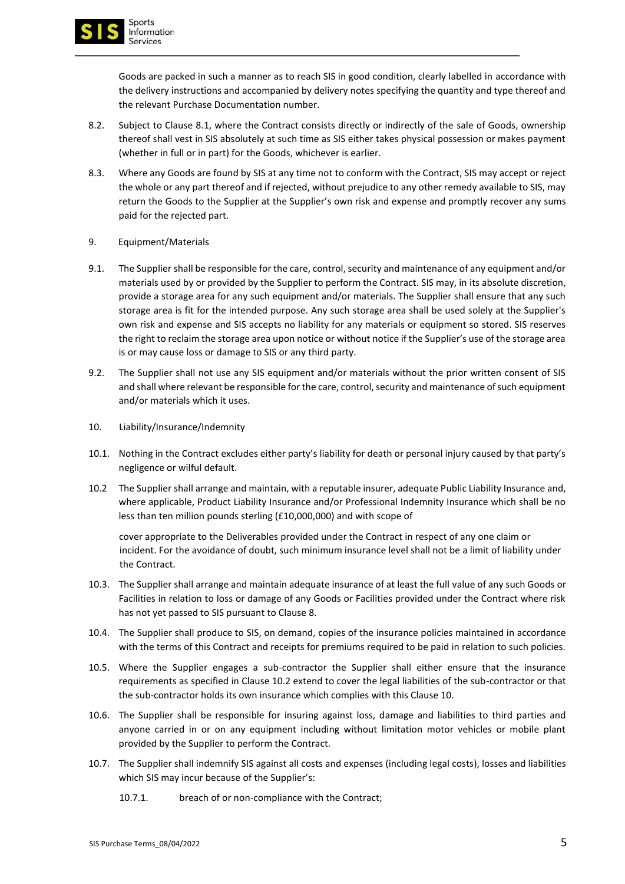Goods are packed in such a manner as to reach SIS in good condition, clearly labelled in accordance with the delivery instructions and accompanied by delivery notes specifying the quantity and type thereof and the relevant Purchase Documentation number.

8.2. Subject to Clause 8.1, where the Contract consists directly or indirectly of the sale of Goods, ownership thereof shall vest in SIS absolutely at such time as SIS either takes physical possession or makes payment (whether in full or in part) for the Goods, whichever is earlier.

8.3. Where any Goods are found by SIS at any time not to conform with the Contract, SIS may accept or reject the whole or any part thereof and if rejected, without prejudice to any other remedy available to SIS, may return the Goods to the Supplier at the Supplier's own risk and expense and promptly recover any sums paid for the rejected part.

9. Equipment/Materials

9.1. The Supplier shall be responsible for the care, control, security and maintenance of any equipment and/or materials used by or provided by the Supplier to perform the Contract. SIS may, in its absolute discretion, provide a storage area for any such equipment and/or materials. The Supplier shall ensure that any such storage area is fit for the intended purpose. Any such storage area shall be used solely at the Supplier's own risk and expense and SIS accepts no liability for any materials or equipment so stored. SIS reserves the right to reclaim the storage area upon notice or without notice if the Supplier's use of the storage area is or may cause loss or damage to SIS or any third party.

9.2. The Supplier shall not use any SIS equipment and/or materials without the prior written consent of SIS and shall where relevant be responsible for the care, control, security and maintenance of such equipment and/or materials which it uses.

10. Liability/Insurance/Indemnity

10.1. Nothing in the Contract excludes either party's liability for death or personal injury caused by that party's negligence or wilful default.

10.2 The Supplier shall arrange and maintain, with a reputable insurer, adequate Public Liability Insurance and, where applicable, Product Liability Insurance and/or Professional Indemnity Insurance which shall be no less than ten million pounds sterling (£10,000,000) and with scope of cover appropriate to the Deliverables provided under the Contract in respect of any one claim or incident. For the avoidance of doubt, such minimum insurance level shall not be a limit of liability under the Contract.

10.3. The Supplier shall arrange and maintain adequate insurance of at least the full value of any such Goods or Facilities in relation to loss or damage of any Goods or Facilities provided under the Contract where risk has not yet passed to SIS pursuant to Clause 8.

10.4. The Supplier shall produce to SIS, on demand, copies of the insurance policies maintained in accordance with the terms of this Contract and receipts for premiums required to be paid in relation to such policies.

10.5. Where the Supplier engages a sub-contractor the Supplier shall either ensure that the insurance requirements as specified in Clause 10.2 extend to cover the legal liabilities of the sub-contractor or that the sub-contractor holds its own insurance which complies with this Clause 10.

10.6. The Supplier shall be responsible for insuring against loss, damage and liabilities to third parties and anyone carried in or on any equipment including without limitation motor vehicles or mobile plant provided by the Supplier to perform the Contract.

10.7. The Supplier shall indemnify SIS against all costs and expenses (including legal costs), losses and liabilities which SIS may incur because of the Supplier's:

10.7.1. breach of or non-compliance with the Contract;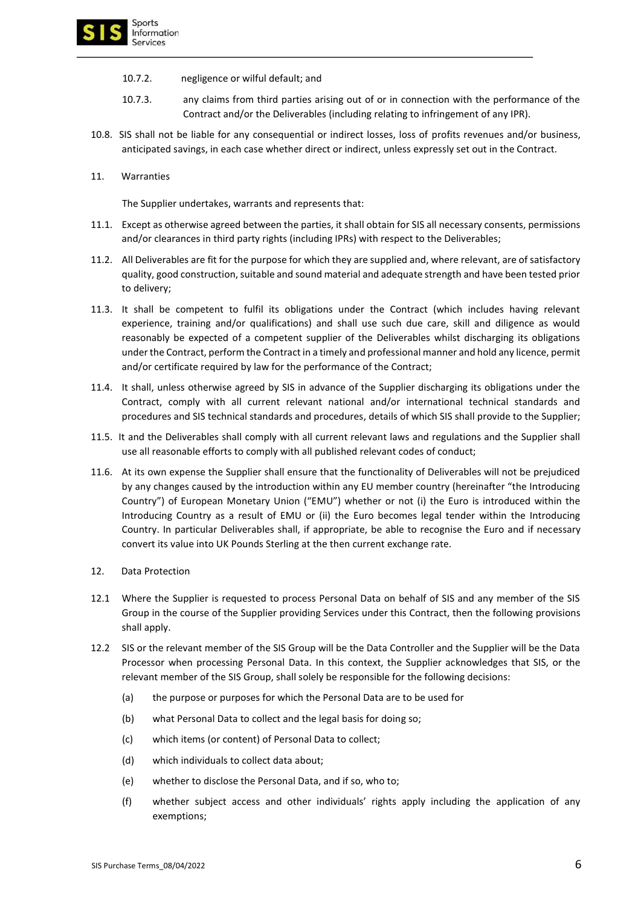10.7.2. negligence or wilful default; and

10.7.3. any claims from third parties arising out of or in connection with the performance of the Contract and/or the Deliverables (including relating to infringement of any IPR).

10.8. SIS shall not be liable for any consequential or indirect losses, loss of profits revenues and/or business, anticipated savings, in each case whether direct or indirect, unless expressly set out in the Contract.

11. Warranties

The Supplier undertakes, warrants and represents that:

11.1. Except as otherwise agreed between the parties, it shall obtain for SIS all necessary consents, permissions and/or clearances in third party rights (including IPRs) with respect to the Deliverables;

11.2. All Deliverables are fit for the purpose for which they are supplied and, where relevant, are of satisfactory quality, good construction, suitable and sound material and adequate strength and have been tested prior to delivery;

11.3. It shall be competent to fulfil its obligations under the Contract (which includes having relevant experience, training and/or qualifications) and shall use such due care, skill and diligence as would reasonably be expected of a competent supplier of the Deliverables whilst discharging its obligations under the Contract, perform the Contract in a timely and professional manner and hold any licence, permit and/or certificate required by law for the performance of the Contract;

11.4. It shall, unless otherwise agreed by SIS in advance of the Supplier discharging its obligations under the Contract, comply with all current relevant national and/or international technical standards and procedures and SIS technical standards and procedures, details of which SIS shall provide to the Supplier;

11.5. It and the Deliverables shall comply with all current relevant laws and regulations and the Supplier shall use all reasonable efforts to comply with all published relevant codes of conduct;

11.6. At its own expense the Supplier shall ensure that the functionality of Deliverables will not be prejudiced by any changes caused by the introduction within any EU member country (hereinafter "the Introducing Country") of European Monetary Union ("EMU") whether or not (i) the Euro is introduced within the Introducing Country as a result of EMU or (ii) the Euro becomes legal tender within the Introducing Country. In particular Deliverables shall, if appropriate, be able to recognise the Euro and if necessary convert its value into UK Pounds Sterling at the then current exchange rate.

12. Data Protection

12.1 Where the Supplier is requested to process Personal Data on behalf of SIS and any member of the SIS Group in the course of the Supplier providing Services under this Contract, then the following provisions shall apply.

12.2 SIS or the relevant member of the SIS Group will be the Data Controller and the Supplier will be the Data Processor when processing Personal Data. In this context, the Supplier acknowledges that SIS, or the relevant member of the SIS Group, shall solely be responsible for the following decisions:

(a) the purpose or purposes for which the Personal Data are to be used for

(b) what Personal Data to collect and the legal basis for doing so;

(c) which items (or content) of Personal Data to collect;

(d) which individuals to collect data about;

(e) whether to disclose the Personal Data, and if so, who to;

(f) whether subject access and other individuals' rights apply including the application of any exemptions;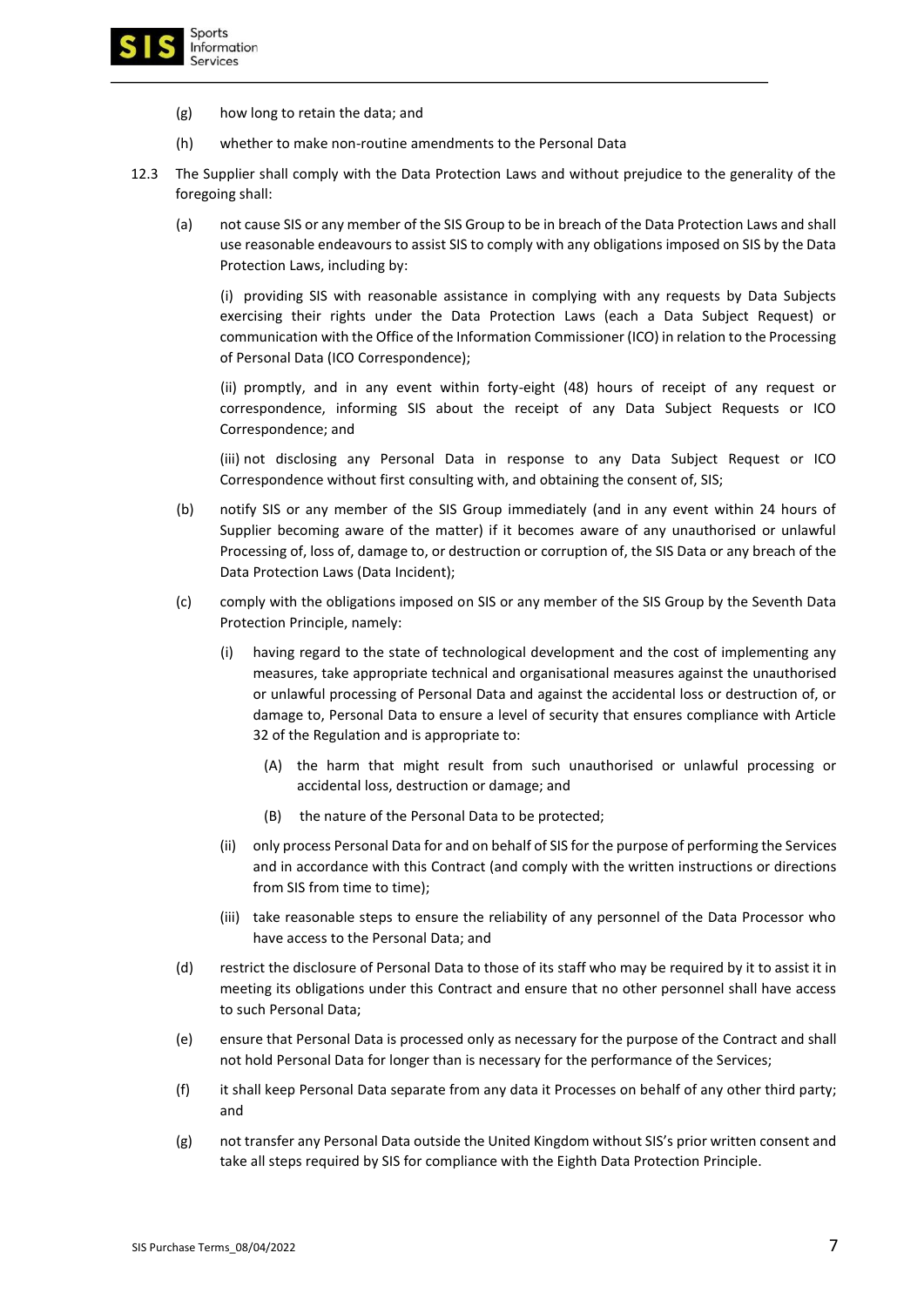(g) how long to retain the data; and

(h) whether to make non-routine amendments to the Personal Data

12.3 The Supplier shall comply with the Data Protection Laws and without prejudice to the generality of the foregoing shall:

(a) not cause SIS or any member of the SIS Group to be in breach of the Data Protection Laws and shall use reasonable endeavours to assist SIS to comply with any obligations imposed on SIS by the Data Protection Laws, including by:

(i) providing SIS with reasonable assistance in complying with any requests by Data Subjects exercising their rights under the Data Protection Laws (each a Data Subject Request) or communication with the Office of the Information Commissioner (ICO) in relation to the Processing of Personal Data (ICO Correspondence);

(ii) promptly, and in any event within forty-eight (48) hours of receipt of any request or correspondence, informing SIS about the receipt of any Data Subject Requests or ICO Correspondence; and

(iii) not disclosing any Personal Data in response to any Data Subject Request or ICO Correspondence without first consulting with, and obtaining the consent of, SIS;

(b) notify SIS or any member of the SIS Group immediately (and in any event within 24 hours of Supplier becoming aware of the matter) if it becomes aware of any unauthorised or unlawful Processing of, loss of, damage to, or destruction or corruption of, the SIS Data or any breach of the Data Protection Laws (Data Incident);

(c) comply with the obligations imposed on SIS or any member of the SIS Group by the Seventh Data Protection Principle, namely:

(i) having regard to the state of technological development and the cost of implementing any measures, take appropriate technical and organisational measures against the unauthorised or unlawful processing of Personal Data and against the accidental loss or destruction of, or damage to, Personal Data to ensure a level of security that ensures compliance with Article 32 of the Regulation and is appropriate to:

(A) the harm that might result from such unauthorised or unlawful processing or accidental loss, destruction or damage; and

(B) the nature of the Personal Data to be protected;

(ii) only process Personal Data for and on behalf of SIS for the purpose of performing the Services and in accordance with this Contract (and comply with the written instructions or directions from SIS from time to time);

(iii) take reasonable steps to ensure the reliability of any personnel of the Data Processor who have access to the Personal Data; and

(d) restrict the disclosure of Personal Data to those of its staff who may be required by it to assist it in meeting its obligations under this Contract and ensure that no other personnel shall have access to such Personal Data;

(e) ensure that Personal Data is processed only as necessary for the purpose of the Contract and shall not hold Personal Data for longer than is necessary for the performance of the Services;

(f) it shall keep Personal Data separate from any data it Processes on behalf of any other third party; and

(g) not transfer any Personal Data outside the United Kingdom without SIS's prior written consent and take all steps required by SIS for compliance with the Eighth Data Protection Principle.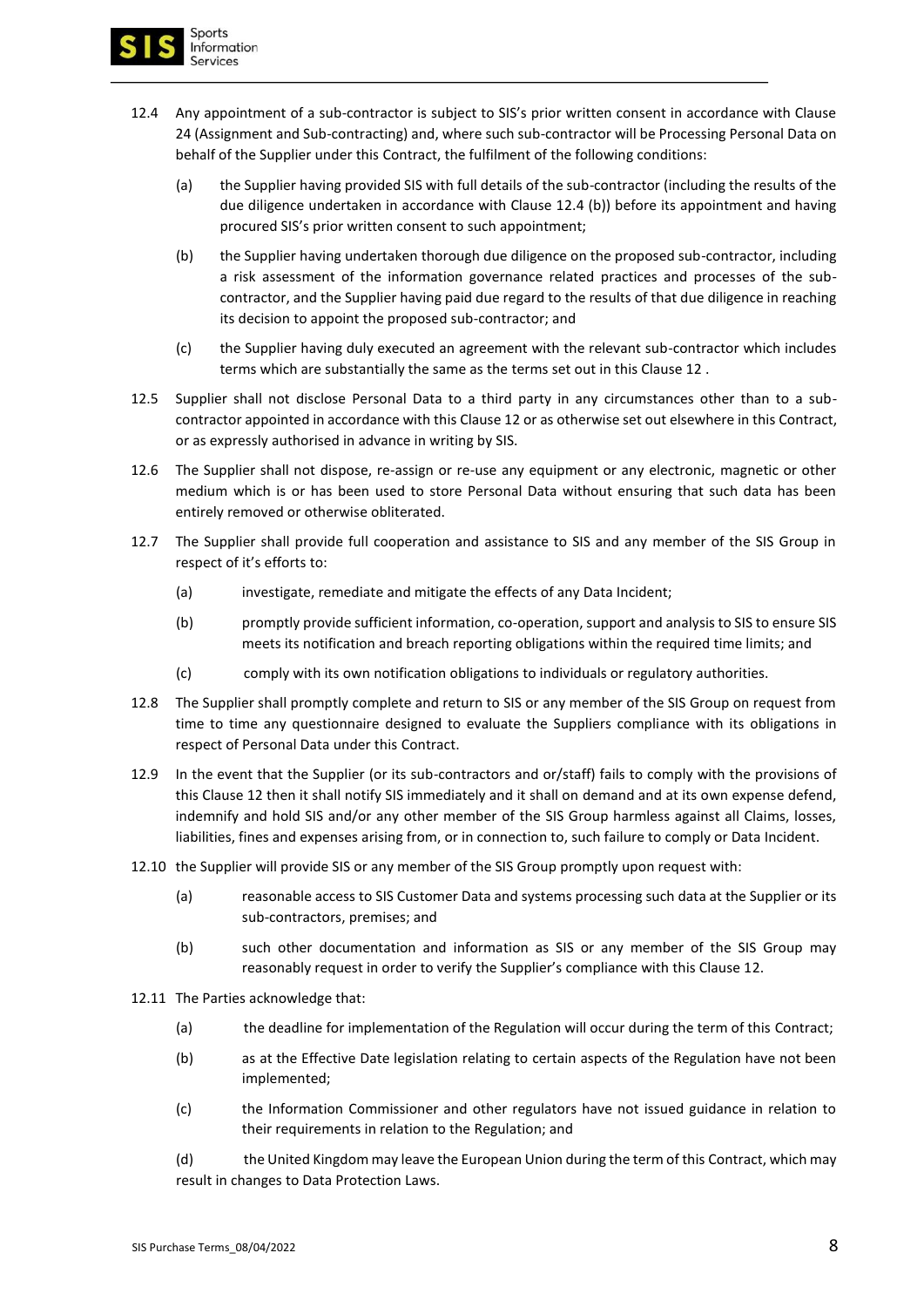12.4 Any appointment of a sub-contractor is subject to SIS's prior written consent in accordance with Clause 24 (Assignment and Sub-contracting) and, where such sub-contractor will be Processing Personal Data on behalf of the Supplier under this Contract, the fulfilment of the following conditions:

(a) the Supplier having provided SIS with full details of the sub-contractor (including the results of the due diligence undertaken in accordance with Clause 12.4 (b)) before its appointment and having procured SIS's prior written consent to such appointment;

(b) the Supplier having undertaken thorough due diligence on the proposed sub-contractor, including a risk assessment of the information governance related practices and processes of the sub-contractor, and the Supplier having paid due regard to the results of that due diligence in reaching its decision to appoint the proposed sub-contractor; and

(c) the Supplier having duly executed an agreement with the relevant sub-contractor which includes terms which are substantially the same as the terms set out in this Clause 12 .

12.5 Supplier shall not disclose Personal Data to a third party in any circumstances other than to a sub-contractor appointed in accordance with this Clause 12 or as otherwise set out elsewhere in this Contract, or as expressly authorised in advance in writing by SIS.

12.6 The Supplier shall not dispose, re-assign or re-use any equipment or any electronic, magnetic or other medium which is or has been used to store Personal Data without ensuring that such data has been entirely removed or otherwise obliterated.

12.7 The Supplier shall provide full cooperation and assistance to SIS and any member of the SIS Group in respect of it's efforts to:

(a) investigate, remediate and mitigate the effects of any Data Incident;

(b) promptly provide sufficient information, co-operation, support and analysis to SIS to ensure SIS meets its notification and breach reporting obligations within the required time limits; and

(c) comply with its own notification obligations to individuals or regulatory authorities.

12.8 The Supplier shall promptly complete and return to SIS or any member of the SIS Group on request from time to time any questionnaire designed to evaluate the Suppliers compliance with its obligations in respect of Personal Data under this Contract.

12.9 In the event that the Supplier (or its sub-contractors and or/staff) fails to comply with the provisions of this Clause 12 then it shall notify SIS immediately and it shall on demand and at its own expense defend, indemnify and hold SIS and/or any other member of the SIS Group harmless against all Claims, losses, liabilities, fines and expenses arising from, or in connection to, such failure to comply or Data Incident.

12.10 the Supplier will provide SIS or any member of the SIS Group promptly upon request with:

(a) reasonable access to SIS Customer Data and systems processing such data at the Supplier or its sub-contractors, premises; and

(b) such other documentation and information as SIS or any member of the SIS Group may reasonably request in order to verify the Supplier's compliance with this Clause 12.

12.11 The Parties acknowledge that:

(a) the deadline for implementation of the Regulation will occur during the term of this Contract;

(b) as at the Effective Date legislation relating to certain aspects of the Regulation have not been implemented;

(c) the Information Commissioner and other regulators have not issued guidance in relation to their requirements in relation to the Regulation; and

(d) the United Kingdom may leave the European Union during the term of this Contract, which may result in changes to Data Protection Laws.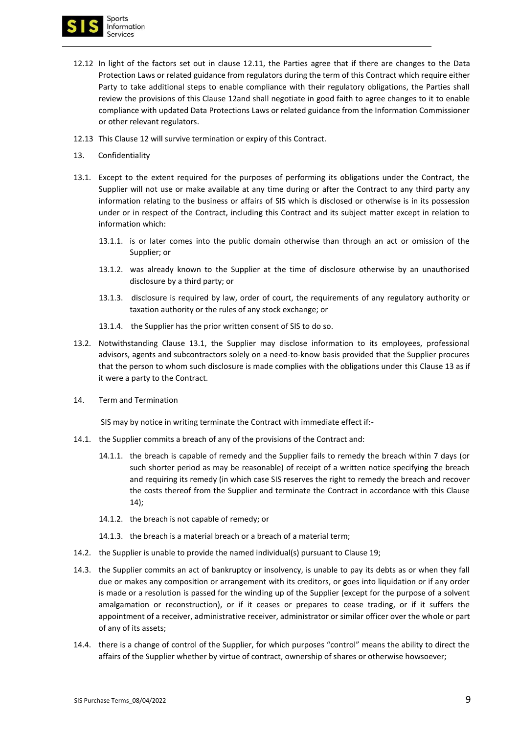12.12 In light of the factors set out in clause 12.11, the Parties agree that if there are changes to the Data Protection Laws or related guidance from regulators during the term of this Contract which require either Party to take additional steps to enable compliance with their regulatory obligations, the Parties shall review the provisions of this Clause 12and shall negotiate in good faith to agree changes to it to enable compliance with updated Data Protections Laws or related guidance from the Information Commissioner or other relevant regulators.

12.13 This Clause 12 will survive termination or expiry of this Contract.

13. Confidentiality

13.1. Except to the extent required for the purposes of performing its obligations under the Contract, the Supplier will not use or make available at any time during or after the Contract to any third party any information relating to the business or affairs of SIS which is disclosed or otherwise is in its possession under or in respect of the Contract, including this Contract and its subject matter except in relation to information which:

13.1.1. is or later comes into the public domain otherwise than through an act or omission of the Supplier; or

13.1.2. was already known to the Supplier at the time of disclosure otherwise by an unauthorised disclosure by a third party; or

13.1.3. disclosure is required by law, order of court, the requirements of any regulatory authority or taxation authority or the rules of any stock exchange; or

13.1.4. the Supplier has the prior written consent of SIS to do so.

13.2. Notwithstanding Clause 13.1, the Supplier may disclose information to its employees, professional advisors, agents and subcontractors solely on a need-to-know basis provided that the Supplier procures that the person to whom such disclosure is made complies with the obligations under this Clause 13 as if it were a party to the Contract.

14. Term and Termination

SIS may by notice in writing terminate the Contract with immediate effect if:-

14.1. the Supplier commits a breach of any of the provisions of the Contract and:

14.1.1. the breach is capable of remedy and the Supplier fails to remedy the breach within 7 days (or such shorter period as may be reasonable) of receipt of a written notice specifying the breach and requiring its remedy (in which case SIS reserves the right to remedy the breach and recover the costs thereof from the Supplier and terminate the Contract in accordance with this Clause 14);

14.1.2. the breach is not capable of remedy; or

14.1.3. the breach is a material breach or a breach of a material term;

14.2. the Supplier is unable to provide the named individual(s) pursuant to Clause 19;

14.3. the Supplier commits an act of bankruptcy or insolvency, is unable to pay its debts as or when they fall due or makes any composition or arrangement with its creditors, or goes into liquidation or if any order is made or a resolution is passed for the winding up of the Supplier (except for the purpose of a solvent amalgamation or reconstruction), or if it ceases or prepares to cease trading, or if it suffers the appointment of a receiver, administrative receiver, administrator or similar officer over the whole or part of any of its assets;

14.4. there is a change of control of the Supplier, for which purposes "control" means the ability to direct the affairs of the Supplier whether by virtue of contract, ownership of shares or otherwise howsoever;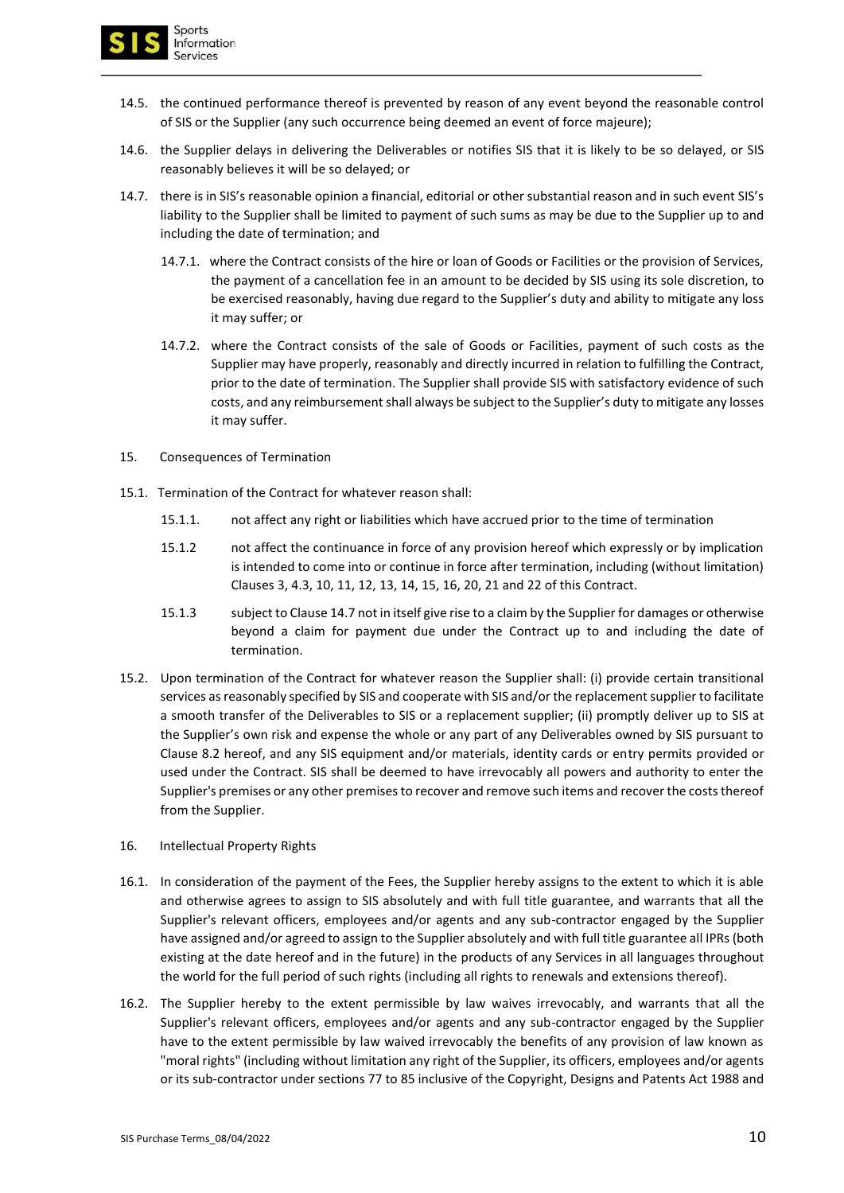14.5. the continued performance thereof is prevented by reason of any event beyond the reasonable control of SIS or the Supplier (any such occurrence being deemed an event of force majeure);

14.6. the Supplier delays in delivering the Deliverables or notifies SIS that it is likely to be so delayed, or SIS reasonably believes it will be so delayed; or

14.7. there is in SIS's reasonable opinion a financial, editorial or other substantial reason and in such event SIS's liability to the Supplier shall be limited to payment of such sums as may be due to the Supplier up to and including the date of termination; and

14.7.1. where the Contract consists of the hire or loan of Goods or Facilities or the provision of Services, the payment of a cancellation fee in an amount to be decided by SIS using its sole discretion, to be exercised reasonably, having due regard to the Supplier's duty and ability to mitigate any loss it may suffer; or

14.7.2. where the Contract consists of the sale of Goods or Facilities, payment of such costs as the Supplier may have properly, reasonably and directly incurred in relation to fulfilling the Contract, prior to the date of termination. The Supplier shall provide SIS with satisfactory evidence of such costs, and any reimbursement shall always be subject to the Supplier's duty to mitigate any losses it may suffer.

## 15. Consequences of Termination

15.1. Termination of the Contract for whatever reason shall:

15.1.1. not affect any right or liabilities which have accrued prior to the time of termination

15.1.2 not affect the continuance in force of any provision hereof which expressly or by implication is intended to come into or continue in force after termination, including (without limitation) Clauses 3, 4.3, 10, 11, 12, 13, 14, 15, 16, 20, 21 and 22 of this Contract.

15.1.3 subject to Clause 14.7 not in itself give rise to a claim by the Supplier for damages or otherwise beyond a claim for payment due under the Contract up to and including the date of termination.

15.2. Upon termination of the Contract for whatever reason the Supplier shall: (i) provide certain transitional services as reasonably specified by SIS and cooperate with SIS and/or the replacement supplier to facilitate a smooth transfer of the Deliverables to SIS or a replacement supplier; (ii) promptly deliver up to SIS at the Supplier's own risk and expense the whole or any part of any Deliverables owned by SIS pursuant to Clause 8.2 hereof, and any SIS equipment and/or materials, identity cards or entry permits provided or used under the Contract. SIS shall be deemed to have irrevocably all powers and authority to enter the Supplier's premises or any other premises to recover and remove such items and recover the costs thereof from the Supplier.

## 16. Intellectual Property Rights

16.1. In consideration of the payment of the Fees, the Supplier hereby assigns to the extent to which it is able and otherwise agrees to assign to SIS absolutely and with full title guarantee, and warrants that all the Supplier's relevant officers, employees and/or agents and any sub-contractor engaged by the Supplier have assigned and/or agreed to assign to the Supplier absolutely and with full title guarantee all IPRs (both existing at the date hereof and in the future) in the products of any Services in all languages throughout the world for the full period of such rights (including all rights to renewals and extensions thereof).

16.2. The Supplier hereby to the extent permissible by law waives irrevocably, and warrants that all the Supplier's relevant officers, employees and/or agents and any sub-contractor engaged by the Supplier have to the extent permissible by law waived irrevocably the benefits of any provision of law known as "moral rights" (including without limitation any right of the Supplier, its officers, employees and/or agents or its sub-contractor under sections 77 to 85 inclusive of the Copyright, Designs and Patents Act 1988 and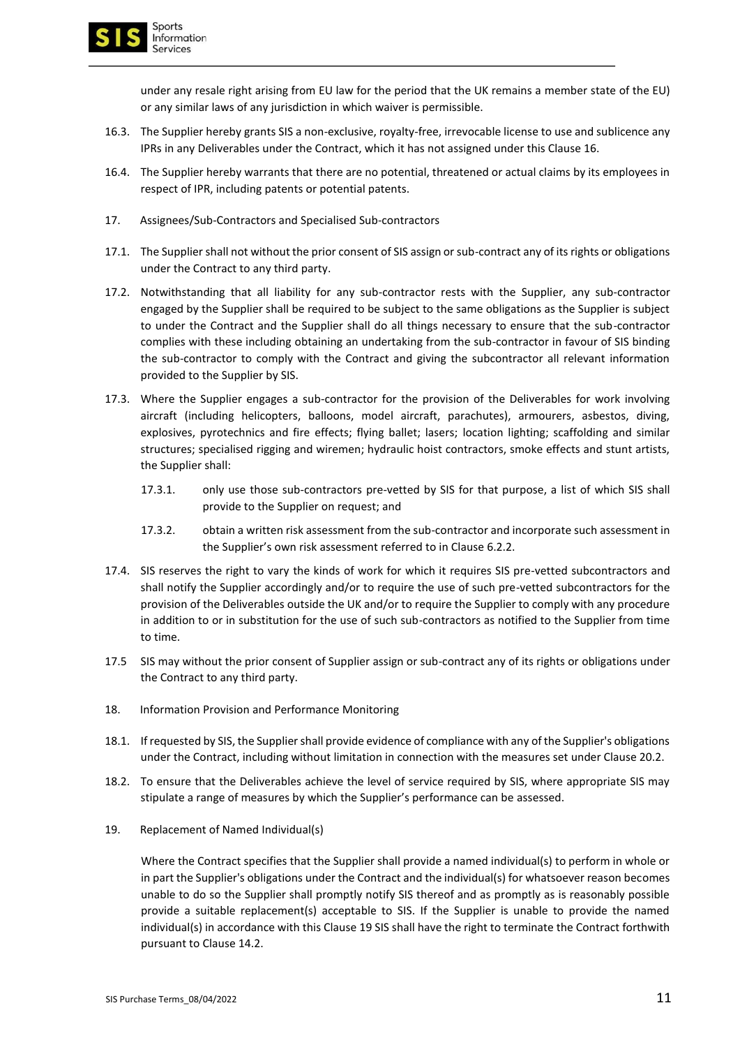under any resale right arising from EU law for the period that the UK remains a member state of the EU) or any similar laws of any jurisdiction in which waiver is permissible.

16.3. The Supplier hereby grants SIS a non-exclusive, royalty-free, irrevocable license to use and sublicence any IPRs in any Deliverables under the Contract, which it has not assigned under this Clause 16.

16.4. The Supplier hereby warrants that there are no potential, threatened or actual claims by its employees in respect of IPR, including patents or potential patents.

17. Assignees/Sub-Contractors and Specialised Sub-contractors

17.1. The Supplier shall not without the prior consent of SIS assign or sub-contract any of its rights or obligations under the Contract to any third party.

17.2. Notwithstanding that all liability for any sub-contractor rests with the Supplier, any sub-contractor engaged by the Supplier shall be required to be subject to the same obligations as the Supplier is subject to under the Contract and the Supplier shall do all things necessary to ensure that the sub-contractor complies with these including obtaining an undertaking from the sub-contractor in favour of SIS binding the sub-contractor to comply with the Contract and giving the subcontractor all relevant information provided to the Supplier by SIS.

17.3. Where the Supplier engages a sub-contractor for the provision of the Deliverables for work involving aircraft (including helicopters, balloons, model aircraft, parachutes), armourers, asbestos, diving, explosives, pyrotechnics and fire effects; flying ballet; lasers; location lighting; scaffolding and similar structures; specialised rigging and wiremen; hydraulic hoist contractors, smoke effects and stunt artists, the Supplier shall:

17.3.1. only use those sub-contractors pre-vetted by SIS for that purpose, a list of which SIS shall provide to the Supplier on request; and

17.3.2. obtain a written risk assessment from the sub-contractor and incorporate such assessment in the Supplier's own risk assessment referred to in Clause 6.2.2.

17.4. SIS reserves the right to vary the kinds of work for which it requires SIS pre-vetted subcontractors and shall notify the Supplier accordingly and/or to require the use of such pre-vetted subcontractors for the provision of the Deliverables outside the UK and/or to require the Supplier to comply with any procedure in addition to or in substitution for the use of such sub-contractors as notified to the Supplier from time to time.

17.5 SIS may without the prior consent of Supplier assign or sub-contract any of its rights or obligations under the Contract to any third party.

18. Information Provision and Performance Monitoring

18.1. If requested by SIS, the Supplier shall provide evidence of compliance with any of the Supplier's obligations under the Contract, including without limitation in connection with the measures set under Clause 20.2.

18.2. To ensure that the Deliverables achieve the level of service required by SIS, where appropriate SIS may stipulate a range of measures by which the Supplier's performance can be assessed.

19. Replacement of Named Individual(s)

Where the Contract specifies that the Supplier shall provide a named individual(s) to perform in whole or in part the Supplier's obligations under the Contract and the individual(s) for whatsoever reason becomes unable to do so the Supplier shall promptly notify SIS thereof and as promptly as is reasonably possible provide a suitable replacement(s) acceptable to SIS. If the Supplier is unable to provide the named individual(s) in accordance with this Clause 19 SIS shall have the right to terminate the Contract forthwith pursuant to Clause 14.2.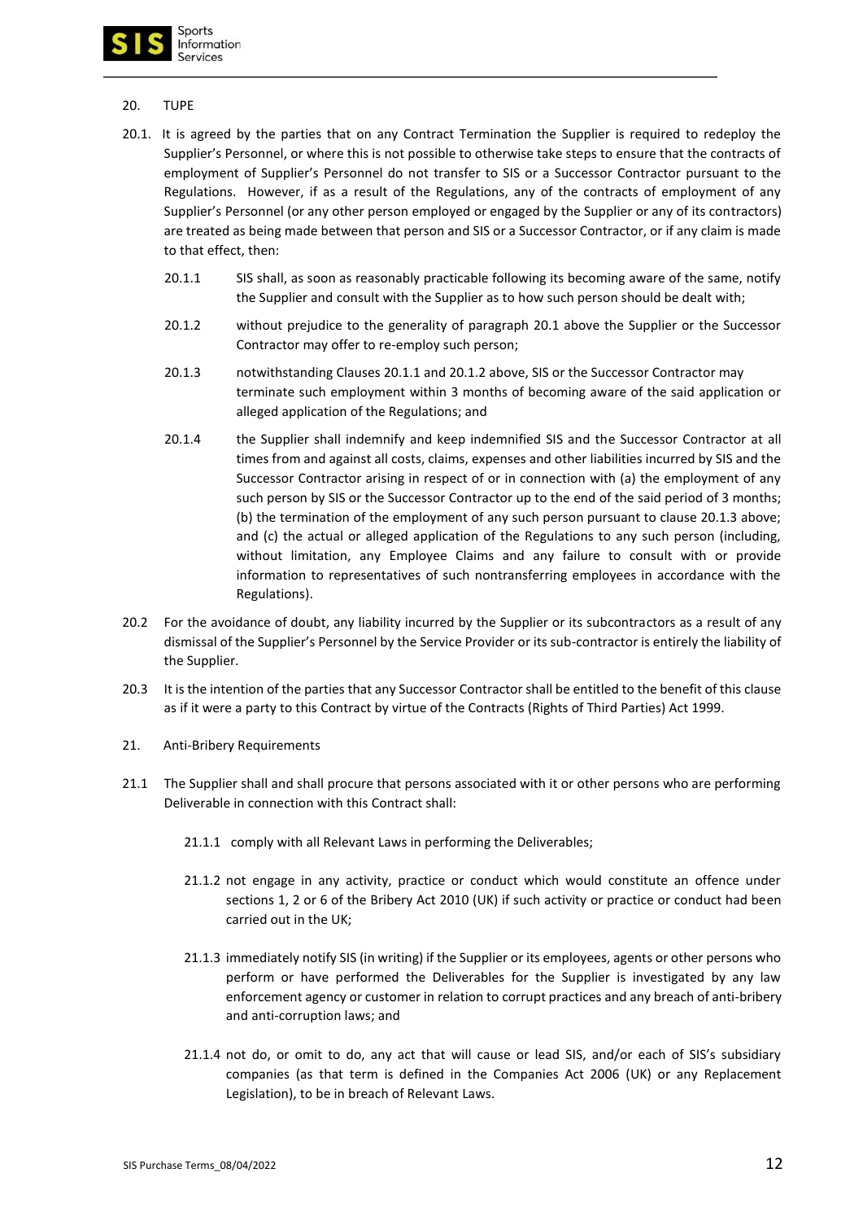20. TUPE

20.1. It is agreed by the parties that on any Contract Termination the Supplier is required to redeploy the Supplier's Personnel, or where this is not possible to otherwise take steps to ensure that the contracts of employment of Supplier's Personnel do not transfer to SIS or a Successor Contractor pursuant to the Regulations. However, if as a result of the Regulations, any of the contracts of employment of any Supplier's Personnel (or any other person employed or engaged by the Supplier or any of its contractors) are treated as being made between that person and SIS or a Successor Contractor, or if any claim is made to that effect, then:

20.1.1 SIS shall, as soon as reasonably practicable following its becoming aware of the same, notify the Supplier and consult with the Supplier as to how such person should be dealt with;

20.1.2 without prejudice to the generality of paragraph 20.1 above the Supplier or the Successor Contractor may offer to re-employ such person;

20.1.3 notwithstanding Clauses 20.1.1 and 20.1.2 above, SIS or the Successor Contractor may terminate such employment within 3 months of becoming aware of the said application or alleged application of the Regulations; and

20.1.4 the Supplier shall indemnify and keep indemnified SIS and the Successor Contractor at all times from and against all costs, claims, expenses and other liabilities incurred by SIS and the Successor Contractor arising in respect of or in connection with (a) the employment of any such person by SIS or the Successor Contractor up to the end of the said period of 3 months; (b) the termination of the employment of any such person pursuant to clause 20.1.3 above; and (c) the actual or alleged application of the Regulations to any such person (including, without limitation, any Employee Claims and any failure to consult with or provide information to representatives of such nontransferring employees in accordance with the Regulations).

20.2 For the avoidance of doubt, any liability incurred by the Supplier or its subcontractors as a result of any dismissal of the Supplier's Personnel by the Service Provider or its sub-contractor is entirely the liability of the Supplier.

20.3 It is the intention of the parties that any Successor Contractor shall be entitled to the benefit of this clause as if it were a party to this Contract by virtue of the Contracts (Rights of Third Parties) Act 1999.

21. Anti-Bribery Requirements

21.1 The Supplier shall and shall procure that persons associated with it or other persons who are performing Deliverable in connection with this Contract shall:

21.1.1 comply with all Relevant Laws in performing the Deliverables;

21.1.2 not engage in any activity, practice or conduct which would constitute an offence under sections 1, 2 or 6 of the Bribery Act 2010 (UK) if such activity or practice or conduct had been carried out in the UK;

21.1.3 immediately notify SIS (in writing) if the Supplier or its employees, agents or other persons who perform or have performed the Deliverables for the Supplier is investigated by any law enforcement agency or customer in relation to corrupt practices and any breach of anti-bribery and anti-corruption laws; and

21.1.4 not do, or omit to do, any act that will cause or lead SIS, and/or each of SIS's subsidiary companies (as that term is defined in the Companies Act 2006 (UK) or any Replacement Legislation), to be in breach of Relevant Laws.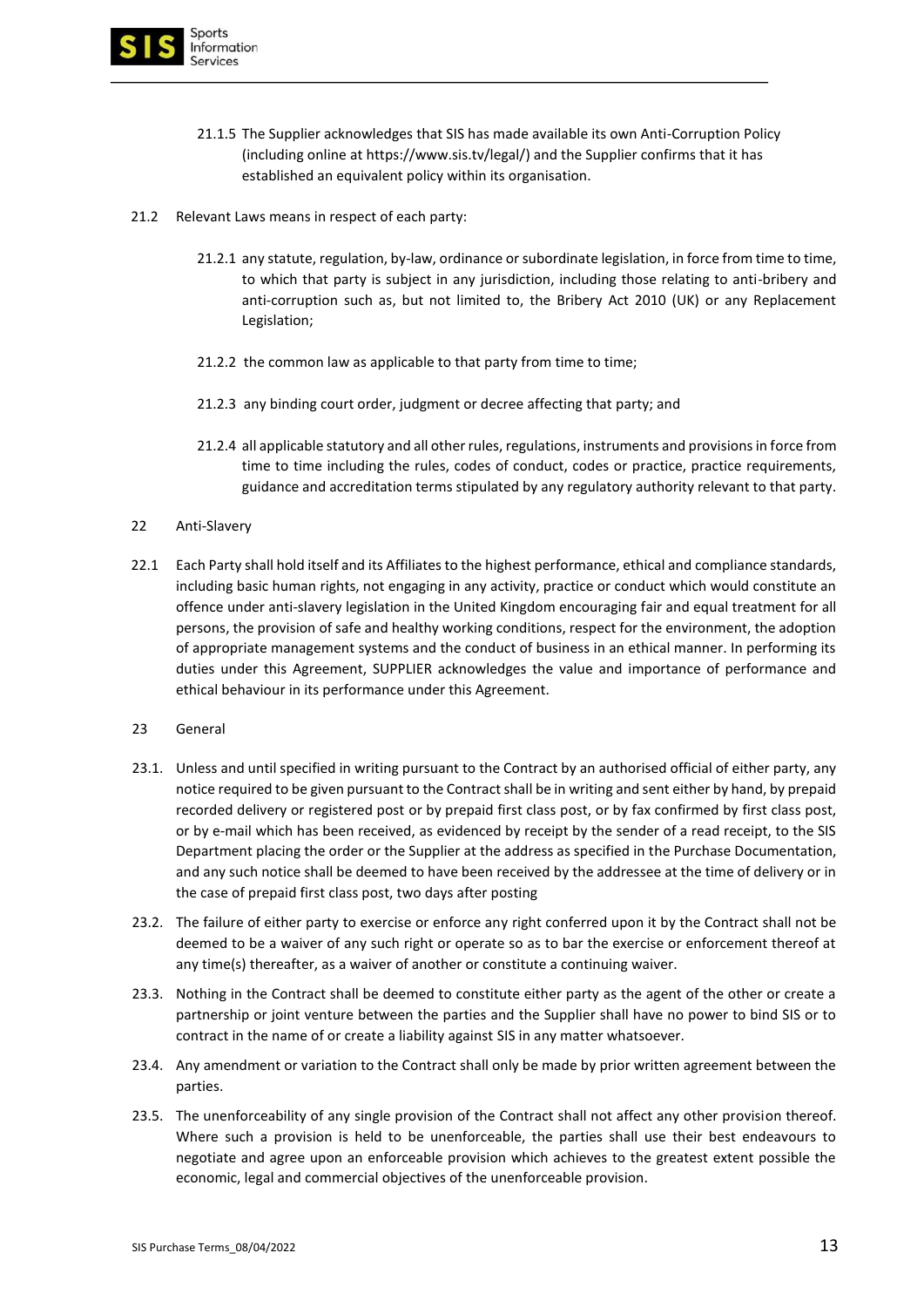21.1.5 The Supplier acknowledges that SIS has made available its own Anti-Corruption Policy (including online at https://www.sis.tv/legal/) and the Supplier confirms that it has established an equivalent policy within its organisation.

21.2 Relevant Laws means in respect of each party:

21.2.1 any statute, regulation, by-law, ordinance or subordinate legislation, in force from time to time, to which that party is subject in any jurisdiction, including those relating to anti-bribery and anti-corruption such as, but not limited to, the Bribery Act 2010 (UK) or any Replacement Legislation;

21.2.2 the common law as applicable to that party from time to time;

21.2.3 any binding court order, judgment or decree affecting that party; and

21.2.4 all applicable statutory and all other rules, regulations, instruments and provisions in force from time to time including the rules, codes of conduct, codes or practice, practice requirements, guidance and accreditation terms stipulated by any regulatory authority relevant to that party.

22 Anti-Slavery

22.1 Each Party shall hold itself and its Affiliates to the highest performance, ethical and compliance standards, including basic human rights, not engaging in any activity, practice or conduct which would constitute an offence under anti-slavery legislation in the United Kingdom encouraging fair and equal treatment for all persons, the provision of safe and healthy working conditions, respect for the environment, the adoption of appropriate management systems and the conduct of business in an ethical manner. In performing its duties under this Agreement, SUPPLIER acknowledges the value and importance of performance and ethical behaviour in its performance under this Agreement.

23 General

23.1. Unless and until specified in writing pursuant to the Contract by an authorised official of either party, any notice required to be given pursuant to the Contract shall be in writing and sent either by hand, by prepaid recorded delivery or registered post or by prepaid first class post, or by fax confirmed by first class post, or by e-mail which has been received, as evidenced by receipt by the sender of a read receipt, to the SIS Department placing the order or the Supplier at the address as specified in the Purchase Documentation, and any such notice shall be deemed to have been received by the addressee at the time of delivery or in the case of prepaid first class post, two days after posting

23.2. The failure of either party to exercise or enforce any right conferred upon it by the Contract shall not be deemed to be a waiver of any such right or operate so as to bar the exercise or enforcement thereof at any time(s) thereafter, as a waiver of another or constitute a continuing waiver.

23.3. Nothing in the Contract shall be deemed to constitute either party as the agent of the other or create a partnership or joint venture between the parties and the Supplier shall have no power to bind SIS or to contract in the name of or create a liability against SIS in any matter whatsoever.

23.4. Any amendment or variation to the Contract shall only be made by prior written agreement between the parties.

23.5. The unenforceability of any single provision of the Contract shall not affect any other provision thereof. Where such a provision is held to be unenforceable, the parties shall use their best endeavours to negotiate and agree upon an enforceable provision which achieves to the greatest extent possible the economic, legal and commercial objectives of the unenforceable provision.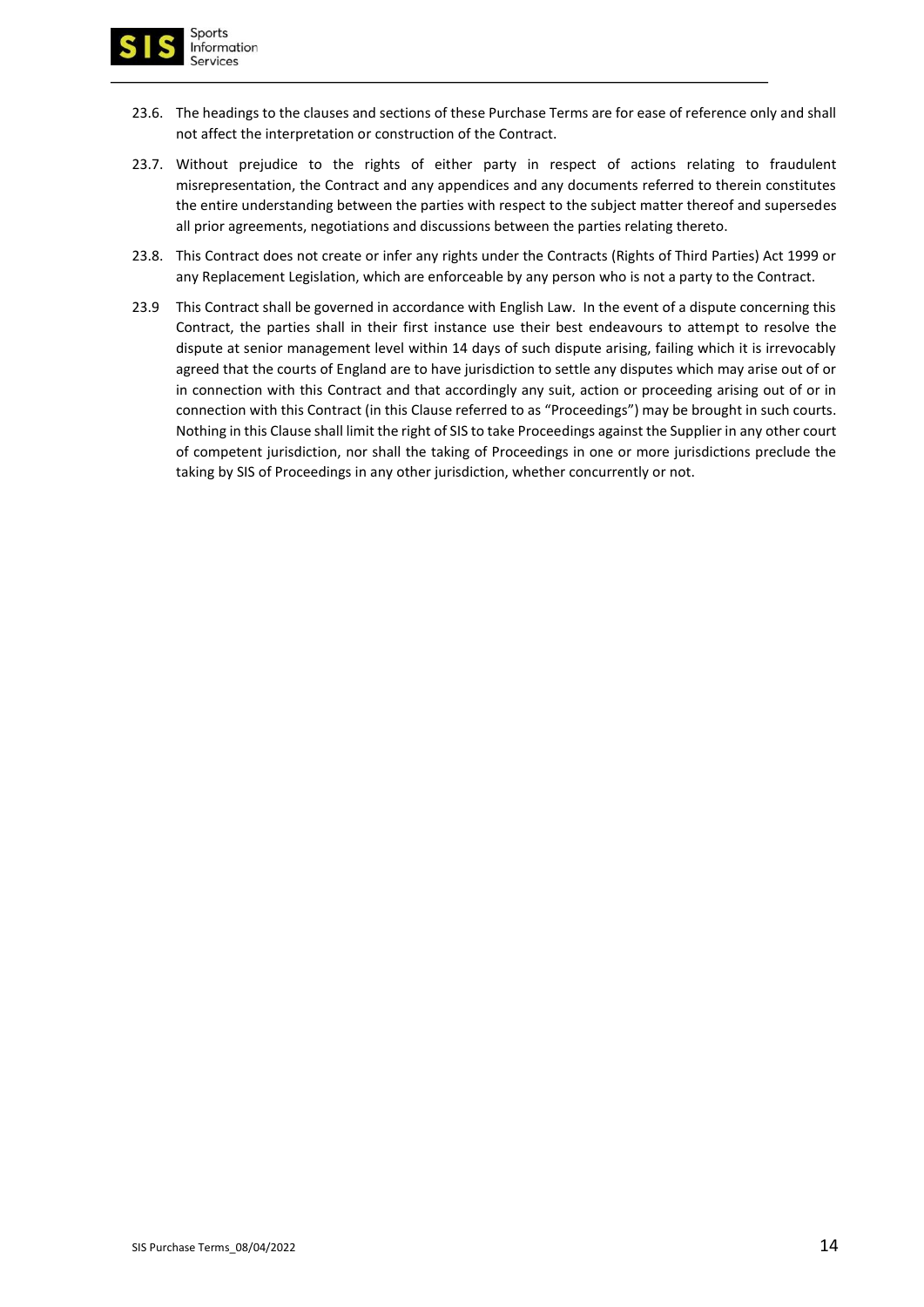23.6. The headings to the clauses and sections of these Purchase Terms are for ease of reference only and shall not affect the interpretation or construction of the Contract.

23.7. Without prejudice to the rights of either party in respect of actions relating to fraudulent misrepresentation, the Contract and any appendices and any documents referred to therein constitutes the entire understanding between the parties with respect to the subject matter thereof and supersedes all prior agreements, negotiations and discussions between the parties relating thereto.

23.8. This Contract does not create or infer any rights under the Contracts (Rights of Third Parties) Act 1999 or any Replacement Legislation, which are enforceable by any person who is not a party to the Contract.

23.9 This Contract shall be governed in accordance with English Law. In the event of a dispute concerning this Contract, the parties shall in their first instance use their best endeavours to attempt to resolve the dispute at senior management level within 14 days of such dispute arising, failing which it is irrevocably agreed that the courts of England are to have jurisdiction to settle any disputes which may arise out of or in connection with this Contract and that accordingly any suit, action or proceeding arising out of or in connection with this Contract (in this Clause referred to as "Proceedings") may be brought in such courts. Nothing in this Clause shall limit the right of SIS to take Proceedings against the Supplier in any other court of competent jurisdiction, nor shall the taking of Proceedings in one or more jurisdictions preclude the taking by SIS of Proceedings in any other jurisdiction, whether concurrently or not.